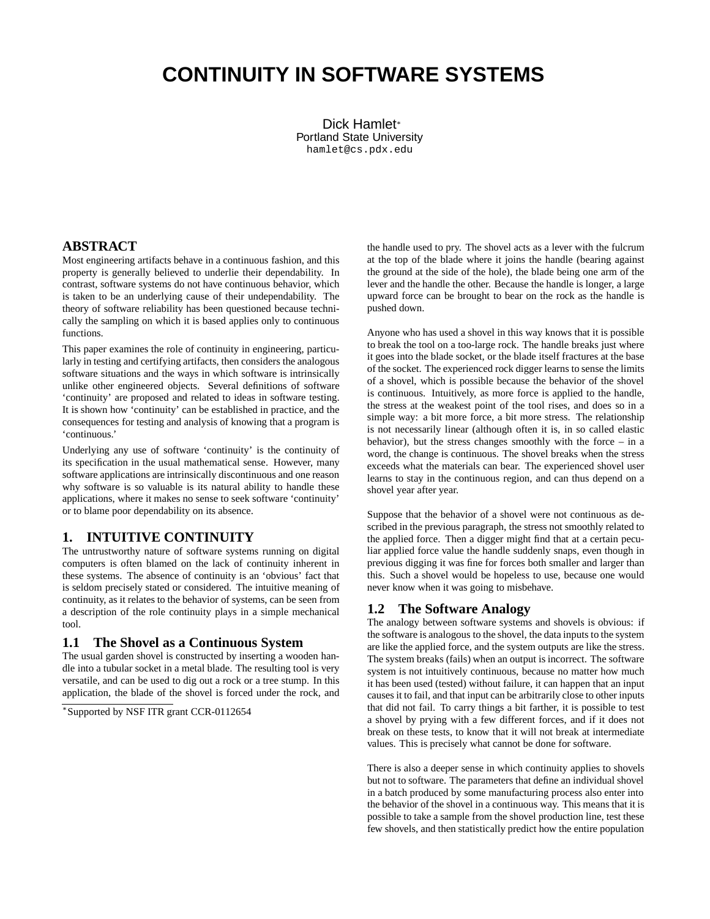# CONTINUITY IN SOFTWARE SYSTEMS

Dick Hamlet*
Portland State University
hamlet@cs.pdx.edu

## ABSTRACT

Most engineering artifacts behave in a continuous fashion, and this property is generally believed to underlie their dependability. In contrast, software systems do not have continuous behavior, which is taken to be an underlying cause of their undependability. The theory of software reliability has been questioned because technically the sampling on which it is based applies only to continuous functions.

This paper examines the role of continuity in engineering, particularly in testing and certifying artifacts, then considers the analogous software situations and the ways in which software is intrinsically unlike other engineered objects. Several definitions of software 'continuity' are proposed and related to ideas in software testing. It is shown how 'continuity' can be established in practice, and the consequences for testing and analysis of knowing that a program is 'continuous.'

Underlying any use of software 'continuity' is the continuity of its specification in the usual mathematical sense. However, many software applications are intrinsically discontinuous and one reason why software is so valuable is its natural ability to handle these applications, where it makes no sense to seek software 'continuity' or to blame poor dependability on its absence.

## 1. INTUITIVE CONTINUITY

The untrustworthy nature of software systems running on digital computers is often blamed on the lack of continuity inherent in these systems. The absence of continuity is an 'obvious' fact that is seldom precisely stated or considered. The intuitive meaning of continuity, as it relates to the behavior of systems, can be seen from a description of the role continuity plays in a simple mechanical tool.

### 1.1 The Shovel as a Continuous System

The usual garden shovel is constructed by inserting a wooden handle into a tubular socket in a metal blade. The resulting tool is very versatile, and can be used to dig out a rock or a tree stump. In this application, the blade of the shovel is forced under the rock, and the handle used to pry. The shovel acts as a lever with the fulcrum at the top of the blade where it joins the handle (bearing against the ground at the side of the hole), the blade being one arm of the lever and the handle the other. Because the handle is longer, a large upward force can be brought to bear on the rock as the handle is pushed down.

Anyone who has used a shovel in this way knows that it is possible to break the tool on a too-large rock. The handle breaks just where it goes into the blade socket, or the blade itself fractures at the base of the socket. The experienced rock digger learns to sense the limits of a shovel, which is possible because the behavior of the shovel is continuous. Intuitively, as more force is applied to the handle, the stress at the weakest point of the tool rises, and does so in a simple way: a bit more force, a bit more stress. The relationship is not necessarily linear (although often it is, in so called elastic behavior), but the stress changes smoothly with the force – in a word, the change is continuous. The shovel breaks when the stress exceeds what the materials can bear. The experienced shovel user learns to stay in the continuous region, and can thus depend on a shovel year after year.

Suppose that the behavior of a shovel were not continuous as described in the previous paragraph, the stress not smoothly related to the applied force. Then a digger might find that at a certain peculiar applied force value the handle suddenly snaps, even though in previous digging it was fine for forces both smaller and larger than this. Such a shovel would be hopeless to use, because one would never know when it was going to misbehave.

### 1.2 The Software Analogy

The analogy between software systems and shovels is obvious: if the software is analogous to the shovel, the data inputs to the system are like the applied force, and the system outputs are like the stress. The system breaks (fails) when an output is incorrect. The software system is not intuitively continuous, because no matter how much it has been used (tested) without failure, it can happen that an input causes it to fail, and that input can be arbitrarily close to other inputs that did not fail. To carry things a bit farther, it is possible to test a shovel by prying with a few different forces, and if it does not break on these tests, to know that it will not break at intermediate values. This is precisely what cannot be done for software.

There is also a deeper sense in which continuity applies to shovels but not to software. The parameters that define an individual shovel in a batch produced by some manufacturing process also enter into the behavior of the shovel in a continuous way. This means that it is possible to take a sample from the shovel production line, test these few shovels, and then statistically predict how the entire population

*Supported by NSF ITR grant CCR-0112654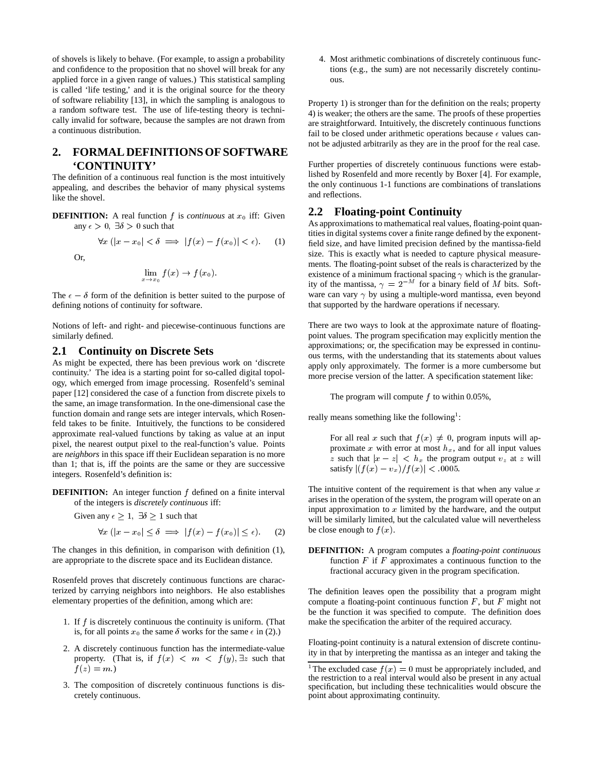of shovels is likely to behave. (For example, to assign a probability and confidence to the proposition that no shovel will break for any applied force in a given range of values.) This statistical sampling is called 'life testing,' and it is the original source for the theory of software reliability [13], in which the sampling is analogous to a random software test. The use of life-testing theory is technically invalid for software, because the samples are not drawn from a continuous distribution.

## 2. FORMAL DEFINITIONS OF SOFTWARE 'CONTINUITY'

The definition of a continuous real function is the most intuitively appealing, and describes the behavior of many physical systems like the shovel.

**DEFINITION:** A real function $f$ is *continuous* at $x_0$ iff: Given any $\epsilon > 0$, $\exists\delta > 0$ such that

$$\forall x \; (|x - x_0| < \delta \implies |f(x) - f(x_0)| < \epsilon). \qquad (1)$$

Or,

$$\lim_{x \to x_0} f(x) \to f(x_0).$$

The $\epsilon - \delta$ form of the definition is better suited to the purpose of defining notions of continuity for software.

Notions of left- and right- and piecewise-continuous functions are similarly defined.

### 2.1 Continuity on Discrete Sets

As might be expected, there has been previous work on 'discrete continuity.' The idea is a starting point for so-called digital topology, which emerged from image processing. Rosenfeld's seminal paper [12] considered the case of a function from discrete pixels to the same, an image transformation. In the one-dimensional case the function domain and range sets are integer intervals, which Rosenfeld takes to be finite. Intuitively, the functions to be considered approximate real-valued functions by taking as value at an input pixel, the nearest output pixel to the real-function's value. Points are *neighbors* in this space iff their Euclidean separation is no more than 1; that is, iff the points are the same or they are successive integers. Rosenfeld's definition is:

**DEFINITION:** An integer function $f$ defined on a finite interval of the integers is *discretely continuous* iff:

Given any $\epsilon \geq 1$, $\exists\delta \geq 1$ such that

$$\forall x \; (|x - x_0| \leq \delta \implies |f(x) - f(x_0)| \leq \epsilon). \qquad (2)$$

The changes in this definition, in comparison with definition (1), are appropriate to the discrete space and its Euclidean distance.

Rosenfeld proves that discretely continuous functions are characterized by carrying neighbors into neighbors. He also establishes elementary properties of the definition, among which are:

1. If $f$ is discretely continuous the continuity is uniform. (That is, for all points $x_0$ the same $\delta$ works for the same $\epsilon$ in (2).)
2. A discretely continuous function has the intermediate-value property. (That is, if $f(x) < m < f(y), \exists z$ such that $f(z) = m$.)
3. The composition of discretely continuous functions is discretely continuous.
4. Most arithmetic combinations of discretely continuous functions (e.g., the sum) are not necessarily discretely continuous.

Property 1) is stronger than for the definition on the reals; property 4) is weaker; the others are the same. The proofs of these properties are straightforward. Intuitively, the discretely continuous functions fail to be closed under arithmetic operations because $\epsilon$ values cannot be adjusted arbitrarily as they are in the proof for the real case.

Further properties of discretely continuous functions were established by Rosenfeld and more recently by Boxer [4]. For example, the only continuous 1-1 functions are combinations of translations and reflections.

### 2.2 Floating-point Continuity

As approximations to mathematical real values, floating-point quantities in digital systems cover a finite range defined by the exponent-field size, and have limited precision defined by the mantissa-field size. This is exactly what is needed to capture physical measurements. The floating-point subset of the reals is characterized by the existence of a minimum fractional spacing $\gamma$ which is the granularity of the mantissa, $\gamma = 2^{-M}$ for a binary field of $M$ bits. Software can vary $\gamma$ by using a multiple-word mantissa, even beyond that supported by the hardware operations if necessary.

There are two ways to look at the approximate nature of floating-point values. The program specification may explicitly mention the approximations; or, the specification may be expressed in continuous terms, with the understanding that its statements about values apply only approximately. The former is a more cumbersome but more precise version of the latter. A specification statement like:

> The program will compute $f$ to within 0.05%,

really means something like the following[1]:

> For all real $x$ such that $f(x) \neq 0$, program inputs will approximate $x$ with error at most $h_x$, and for all input values $z$ such that $|x - z| < h_x$ the program output $v_z$ at $z$ will satisfy $|(f(x) - v_x)/f(x)| < .0005$.

The intuitive content of the requirement is that when any value $x$ arises in the operation of the system, the program will operate on an input approximation to $x$ limited by the hardware, and the output will be similarly limited, but the calculated value will nevertheless be close enough to $f(x)$.

**DEFINITION:** A program computes a *floating-point continuous* function $F$ if $F$ approximates a continuous function to the fractional accuracy given in the program specification.

The definition leaves open the possibility that a program might compute a floating-point continuous function $F$, but $F$ might not be the function it was specified to compute. The definition does make the specification the arbiter of the required accuracy.

Floating-point continuity is a natural extension of discrete continuity in that by interpreting the mantissa as an integer and taking the

[1] The excluded case $f(x) = 0$ must be appropriately included, and the restriction to a real interval would also be present in any actual specification, but including these technicalities would obscure the point about approximating continuity.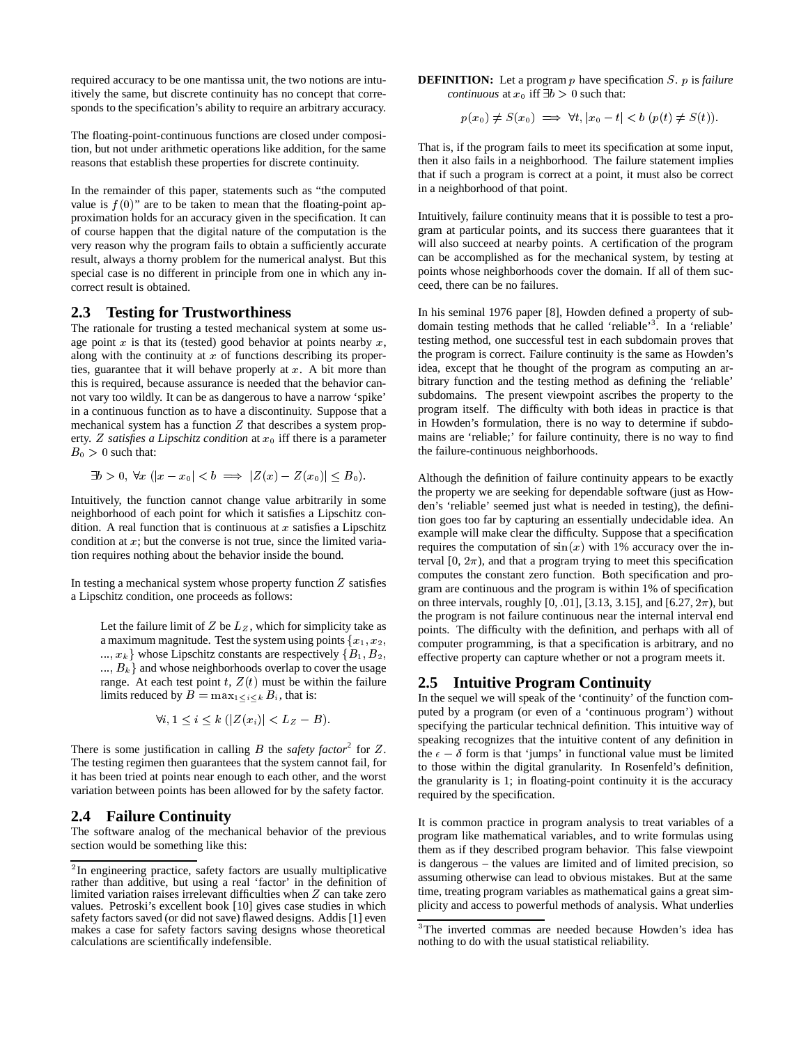required accuracy to be one mantissa unit, the two notions are intuitively the same, but discrete continuity has no concept that corresponds to the specification's ability to require an arbitrary accuracy.

The floating-point-continuous functions are closed under composition, but not under arithmetic operations like addition, for the same reasons that establish these properties for discrete continuity.

In the remainder of this paper, statements such as "the computed value is $f(0)$" are to be taken to mean that the floating-point approximation holds for an accuracy given in the specification. It can of course happen that the digital nature of the computation is the very reason why the program fails to obtain a sufficiently accurate result, always a thorny problem for the numerical analyst. But this special case is no different in principle from one in which any incorrect result is obtained.

## 2.3 Testing for Trustworthiness

The rationale for trusting a tested mechanical system at some usage point $x$ is that its (tested) good behavior at points nearby $x$, along with the continuity at $x$ of functions describing its properties, guarantee that it will behave properly at $x$. A bit more than this is required, because assurance is needed that the behavior cannot vary too wildly. It can be as dangerous to have a narrow 'spike' in a continuous function as to have a discontinuity. Suppose that a mechanical system has a function $Z$ that describes a system property. *$Z$ satisfies a Lipschitz condition* at $x_0$ iff there is a parameter $B_0 > 0$ such that:

$$\exists b > 0,\ \forall x\ (|x - x_0| < b \implies |Z(x) - Z(x_0)| \leq B_0).$$

Intuitively, the function cannot change value arbitrarily in some neighborhood of each point for which it satisfies a Lipschitz condition. A real function that is continuous at $x$ satisfies a Lipschitz condition at $x$; but the converse is not true, since the limited variation requires nothing about the behavior inside the bound.

In testing a mechanical system whose property function $Z$ satisfies a Lipschitz condition, one proceeds as follows:

> Let the failure limit of $Z$ be $L_Z$, which for simplicity take as a maximum magnitude. Test the system using points $\{x_1, x_2, ..., x_k\}$ whose Lipschitz constants are respectively $\{B_1, B_2, ..., B_k\}$ and whose neighborhoods overlap to cover the usage range. At each test point $t$, $Z(t)$ must be within the failure limits reduced by $B = \max_{1 \leq i \leq k} B_i$, that is:
>
> $$\forall i, 1 \leq i \leq k\ (|Z(x_i)| < L_Z - B).$$

There is some justification in calling $B$ the *safety factor*[2] for $Z$. The testing regimen then guarantees that the system cannot fail, for it has been tried at points near enough to each other, and the worst variation between points has been allowed for by the safety factor.

## 2.4 Failure Continuity

The software analog of the mechanical behavior of the previous section would be something like this:

**DEFINITION:** Let a program $p$ have specification $S$. $p$ is *failure continuous* at $x_0$ iff $\exists b > 0$ such that:

$$p(x_0) \neq S(x_0) \implies \forall t, |x_0 - t| < b\ (p(t) \neq S(t)).$$

That is, if the program fails to meet its specification at some input, then it also fails in a neighborhood. The failure statement implies that if such a program is correct at a point, it must also be correct in a neighborhood of that point.

Intuitively, failure continuity means that it is possible to test a program at particular points, and its success there guarantees that it will also succeed at nearby points. A certification of the program can be accomplished as for the mechanical system, by testing at points whose neighborhoods cover the domain. If all of them succeed, there can be no failures.

In his seminal 1976 paper [8], Howden defined a property of subdomain testing methods that he called 'reliable'[3]. In a 'reliable' testing method, one successful test in each subdomain proves that the program is correct. Failure continuity is the same as Howden's idea, except that he thought of the program as computing an arbitrary function and the testing method as defining the 'reliable' subdomains. The present viewpoint ascribes the property to the program itself. The difficulty with both ideas in practice is that in Howden's formulation, there is no way to determine if subdomains are 'reliable;' for failure continuity, there is no way to find the failure-continuous neighborhoods.

Although the definition of failure continuity appears to be exactly the property we are seeking for dependable software (just as Howden's 'reliable' seemed just what is needed in testing), the definition goes too far by capturing an essentially undecidable idea. An example will make clear the difficulty. Suppose that a specification requires the computation of $\sin(x)$ with 1% accuracy over the interval [0, $2\pi$), and that a program trying to meet this specification computes the constant zero function. Both specification and program are continuous and the program is within 1% of specification on three intervals, roughly [0, .01], [3.13, 3.15], and [6.27, $2\pi$), but the program is not failure continuous near the internal interval end points. The difficulty with the definition, and perhaps with all of computer programming, is that a specification is arbitrary, and no effective property can capture whether or not a program meets it.

## 2.5 Intuitive Program Continuity

In the sequel we will speak of the 'continuity' of the function computed by a program (or even of a 'continuous program') without specifying the particular technical definition. This intuitive way of speaking recognizes that the intuitive content of any definition in the $\epsilon - \delta$ form is that 'jumps' in functional value must be limited to those within the digital granularity. In Rosenfeld's definition, the granularity is 1; in floating-point continuity it is the accuracy required by the specification.

It is common practice in program analysis to treat variables of a program like mathematical variables, and to write formulas using them as if they described program behavior. This false viewpoint is dangerous – the values are limited and of limited precision, so assuming otherwise can lead to obvious mistakes. But at the same time, treating program variables as mathematical gains a great simplicity and access to powerful methods of analysis. What underlies

---

[2] In engineering practice, safety factors are usually multiplicative rather than additive, but using a real 'factor' in the definition of limited variation raises irrelevant difficulties when $Z$ can take zero values. Petroski's excellent book [10] gives case studies in which safety factors saved (or did not save) flawed designs. Addis [1] even makes a case for safety factors saving designs whose theoretical calculations are scientifically indefensible.

[3] The inverted commas are needed because Howden's idea has nothing to do with the usual statistical reliability.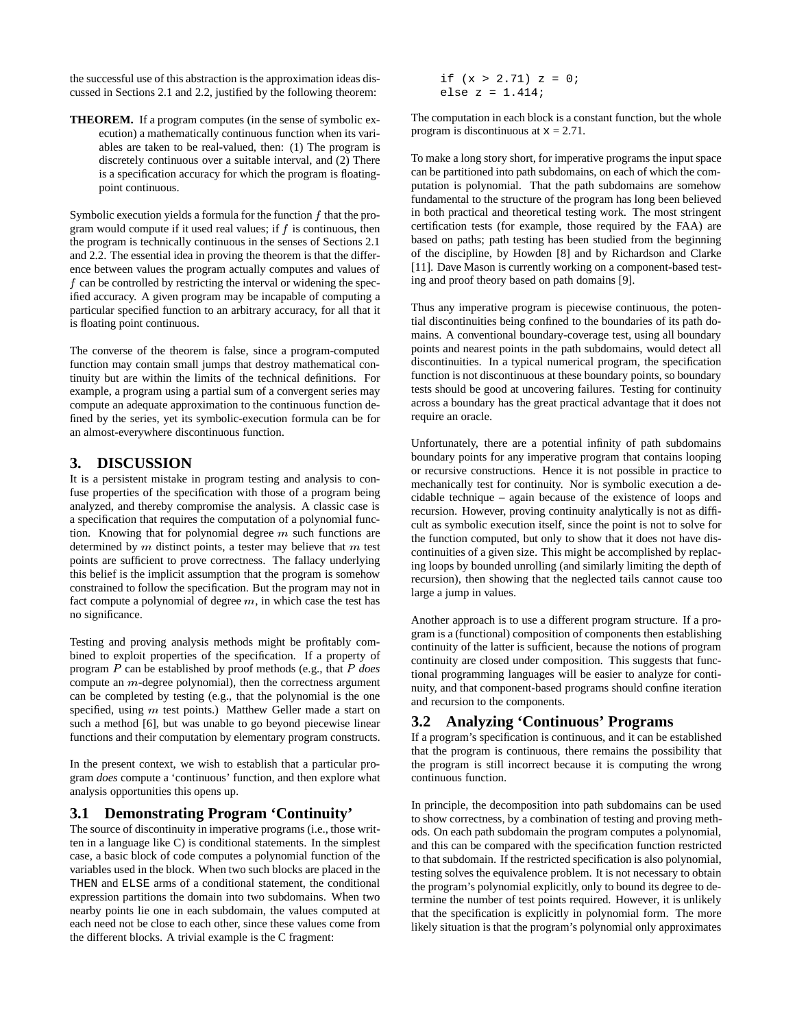the successful use of this abstraction is the approximation ideas discussed in Sections 2.1 and 2.2, justified by the following theorem:

**THEOREM.** If a program computes (in the sense of symbolic execution) a mathematically continuous function when its variables are taken to be real-valued, then: (1) The program is discretely continuous over a suitable interval, and (2) There is a specification accuracy for which the program is floating-point continuous.

Symbolic execution yields a formula for the function $f$ that the program would compute if it used real values; if $f$ is continuous, then the program is technically continuous in the senses of Sections 2.1 and 2.2. The essential idea in proving the theorem is that the difference between values the program actually computes and values of $f$ can be controlled by restricting the interval or widening the specified accuracy. A given program may be incapable of computing a particular specified function to an arbitrary accuracy, for all that it is floating point continuous.

The converse of the theorem is false, since a program-computed function may contain small jumps that destroy mathematical continuity but are within the limits of the technical definitions. For example, a program using a partial sum of a convergent series may compute an adequate approximation to the continuous function defined by the series, yet its symbolic-execution formula can be for an almost-everywhere discontinuous function.

## 3. DISCUSSION

It is a persistent mistake in program testing and analysis to confuse properties of the specification with those of a program being analyzed, and thereby compromise the analysis. A classic case is a specification that requires the computation of a polynomial function. Knowing that for polynomial degree $m$ such functions are determined by $m$ distinct points, a tester may believe that $m$ test points are sufficient to prove correctness. The fallacy underlying this belief is the implicit assumption that the program is somehow constrained to follow the specification. But the program may not in fact compute a polynomial of degree $m$, in which case the test has no significance.

Testing and proving analysis methods might be profitably combined to exploit properties of the specification. If a property of program $P$ can be established by proof methods (e.g., that $P$ *does* compute an $m$-degree polynomial), then the correctness argument can be completed by testing (e.g., that the polynomial is the one specified, using $m$ test points.) Matthew Geller made a start on such a method [6], but was unable to go beyond piecewise linear functions and their computation by elementary program constructs.

In the present context, we wish to establish that a particular program *does* compute a 'continuous' function, and then explore what analysis opportunities this opens up.

### 3.1 Demonstrating Program 'Continuity'

The source of discontinuity in imperative programs (i.e., those written in a language like C) is conditional statements. In the simplest case, a basic block of code computes a polynomial function of the variables used in the block. When two such blocks are placed in the THEN and ELSE arms of a conditional statement, the conditional expression partitions the domain into two subdomains. When two nearby points lie one in each subdomain, the values computed at each need not be close to each other, since these values come from the different blocks. A trivial example is the C fragment:

```
if (x > 2.71) z = 0;
else z = 1.414;
```

The computation in each block is a constant function, but the whole program is discontinuous at x = 2.71.

To make a long story short, for imperative programs the input space can be partitioned into path subdomains, on each of which the computation is polynomial. That the path subdomains are somehow fundamental to the structure of the program has long been believed in both practical and theoretical testing work. The most stringent certification tests (for example, those required by the FAA) are based on paths; path testing has been studied from the beginning of the discipline, by Howden [8] and by Richardson and Clarke [11]. Dave Mason is currently working on a component-based testing and proof theory based on path domains [9].

Thus any imperative program is piecewise continuous, the potential discontinuities being confined to the boundaries of its path domains. A conventional boundary-coverage test, using all boundary points and nearest points in the path subdomains, would detect all discontinuities. In a typical numerical program, the specification function is not discontinuous at these boundary points, so boundary tests should be good at uncovering failures. Testing for continuity across a boundary has the great practical advantage that it does not require an oracle.

Unfortunately, there are a potential infinity of path subdomains boundary points for any imperative program that contains looping or recursive constructions. Hence it is not possible in practice to mechanically test for continuity. Nor is symbolic execution a decidable technique – again because of the existence of loops and recursion. However, proving continuity analytically is not as difficult as symbolic execution itself, since the point is not to solve for the function computed, but only to show that it does not have discontinuities of a given size. This might be accomplished by replacing loops by bounded unrolling (and similarly limiting the depth of recursion), then showing that the neglected tails cannot cause too large a jump in values.

Another approach is to use a different program structure. If a program is a (functional) composition of components then establishing continuity of the latter is sufficient, because the notions of program continuity are closed under composition. This suggests that functional programming languages will be easier to analyze for continuity, and that component-based programs should confine iteration and recursion to the components.

### 3.2 Analyzing 'Continuous' Programs

If a program's specification is continuous, and it can be established that the program is continuous, there remains the possibility that the program is still incorrect because it is computing the wrong continuous function.

In principle, the decomposition into path subdomains can be used to show correctness, by a combination of testing and proving methods. On each path subdomain the program computes a polynomial, and this can be compared with the specification function restricted to that subdomain. If the restricted specification is also polynomial, testing solves the equivalence problem. It is not necessary to obtain the program's polynomial explicitly, only to bound its degree to determine the number of test points required. However, it is unlikely that the specification is explicitly in polynomial form. The more likely situation is that the program's polynomial only approximates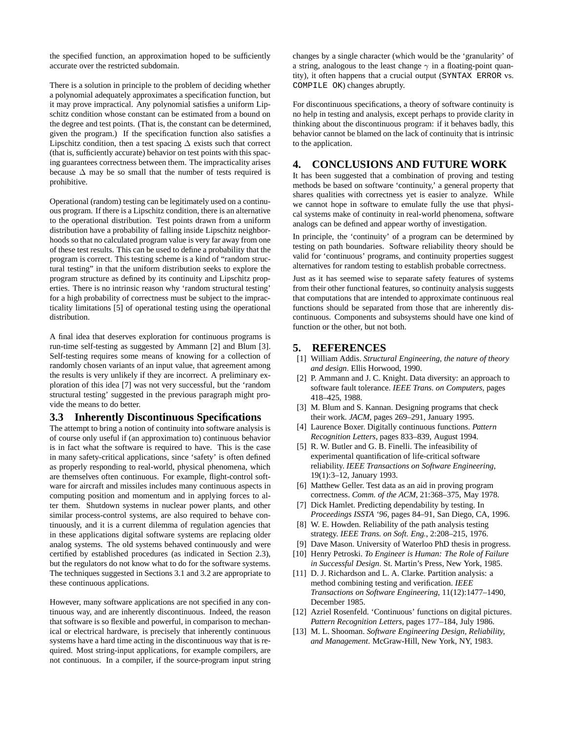the specified function, an approximation hoped to be sufficiently accurate over the restricted subdomain.

There is a solution in principle to the problem of deciding whether a polynomial adequately approximates a specification function, but it may prove impractical. Any polynomial satisfies a uniform Lipschitz condition whose constant can be estimated from a bound on the degree and test points. (That is, the constant can be determined, given the program.) If the specification function also satisfies a Lipschitz condition, then a test spacing $\Delta$ exists such that correct (that is, sufficiently accurate) behavior on test points with this spacing guarantees correctness between them. The impracticality arises because $\Delta$ may be so small that the number of tests required is prohibitive.

Operational (random) testing can be legitimately used on a continuous program. If there is a Lipschitz condition, there is an alternative to the operational distribution. Test points drawn from a uniform distribution have a probability of falling inside Lipschitz neighborhoods so that no calculated program value is very far away from one of these test results. This can be used to define a probability that the program is correct. This testing scheme is a kind of "random structural testing" in that the uniform distribution seeks to explore the program structure as defined by its continuity and Lipschitz properties. There is no intrinsic reason why 'random structural testing' for a high probability of correctness must be subject to the impracticality limitations [5] of operational testing using the operational distribution.

A final idea that deserves exploration for continuous programs is run-time self-testing as suggested by Ammann [2] and Blum [3]. Self-testing requires some means of knowing for a collection of randomly chosen variants of an input value, that agreement among the results is very unlikely if they are incorrect. A preliminary exploration of this idea [7] was not very successful, but the 'random structural testing' suggested in the previous paragraph might provide the means to do better.

### 3.3 Inherently Discontinuous Specifications

The attempt to bring a notion of continuity into software analysis is of course only useful if (an approximation to) continuous behavior is in fact what the software is required to have. This is the case in many safety-critical applications, since 'safety' is often defined as properly responding to real-world, physical phenomena, which are themselves often continuous. For example, flight-control software for aircraft and missiles includes many continuous aspects in computing position and momentum and in applying forces to alter them. Shutdown systems in nuclear power plants, and other similar process-control systems, are also required to behave continuously, and it is a current dilemma of regulation agencies that in these applications digital software systems are replacing older analog systems. The old systems behaved continuously and were certified by established procedures (as indicated in Section 2.3), but the regulators do not know what to do for the software systems. The techniques suggested in Sections 3.1 and 3.2 are appropriate to these continuous applications.

However, many software applications are not specified in any continuous way, and are inherently discontinuous. Indeed, the reason that software is so flexible and powerful, in comparison to mechanical or electrical hardware, is precisely that inherently continuous systems have a hard time acting in the discontinuous way that is required. Most string-input applications, for example compilers, are not continuous. In a compiler, if the source-program input string changes by a single character (which would be the 'granularity' of a string, analogous to the least change $\gamma$ in a floating-point quantity), it often happens that a crucial output (`SYNTAX ERROR` vs. `COMPILE OK`) changes abruptly.

For discontinuous specifications, a theory of software continuity is no help in testing and analysis, except perhaps to provide clarity in thinking about the discontinuous program: if it behaves badly, this behavior cannot be blamed on the lack of continuity that is intrinsic to the application.

## 4. CONCLUSIONS AND FUTURE WORK

It has been suggested that a combination of proving and testing methods be based on software 'continuity,' a general property that shares qualities with correctness yet is easier to analyze. While we cannot hope in software to emulate fully the use that physical systems make of continuity in real-world phenomena, software analogs can be defined and appear worthy of investigation.

In principle, the 'continuity' of a program can be determined by testing on path boundaries. Software reliability theory should be valid for 'continuous' programs, and continuity properties suggest alternatives for random testing to establish probable correctness.

Just as it has seemed wise to separate safety features of systems from their other functional features, so continuity analysis suggests that computations that are intended to approximate continuous real functions should be separated from those that are inherently discontinuous. Components and subsystems should have one kind of function or the other, but not both.

## 5. REFERENCES

[1] William Addis. *Structural Engineering, the nature of theory and design*. Ellis Horwood, 1990.

[2] P. Ammann and J. C. Knight. Data diversity: an approach to software fault tolerance. *IEEE Trans. on Computers*, pages 418–425, 1988.

[3] M. Blum and S. Kannan. Designing programs that check their work. *JACM*, pages 269–291, January 1995.

[4] Laurence Boxer. Digitally continuous functions. *Pattern Recognition Letters*, pages 833–839, August 1994.

[5] R. W. Butler and G. B. Finelli. The infeasibility of experimental quantification of life-critical software reliability. *IEEE Transactions on Software Engineering*, 19(1):3–12, January 1993.

[6] Matthew Geller. Test data as an aid in proving program correctness. *Comm. of the ACM*, 21:368–375, May 1978.

[7] Dick Hamlet. Predicting dependability by testing. In *Proceedings ISSTA '96*, pages 84–91, San Diego, CA, 1996.

[8] W. E. Howden. Reliability of the path analysis testing strategy. *IEEE Trans. on Soft. Eng.*, 2:208–215, 1976.

[9] Dave Mason. University of Waterloo PhD thesis in progress.

[10] Henry Petroski. *To Engineer is Human: The Role of Failure in Successful Design*. St. Martin's Press, New York, 1985.

[11] D. J. Richardson and L. A. Clarke. Partition analysis: a method combining testing and verification. *IEEE Transactions on Software Engineering*, 11(12):1477–1490, December 1985.

[12] Azriel Rosenfeld. 'Continuous' functions on digital pictures. *Pattern Recognition Letters*, pages 177–184, July 1986.

[13] M. L. Shooman. *Software Engineering Design, Reliability, and Management*. McGraw-Hill, New York, NY, 1983.